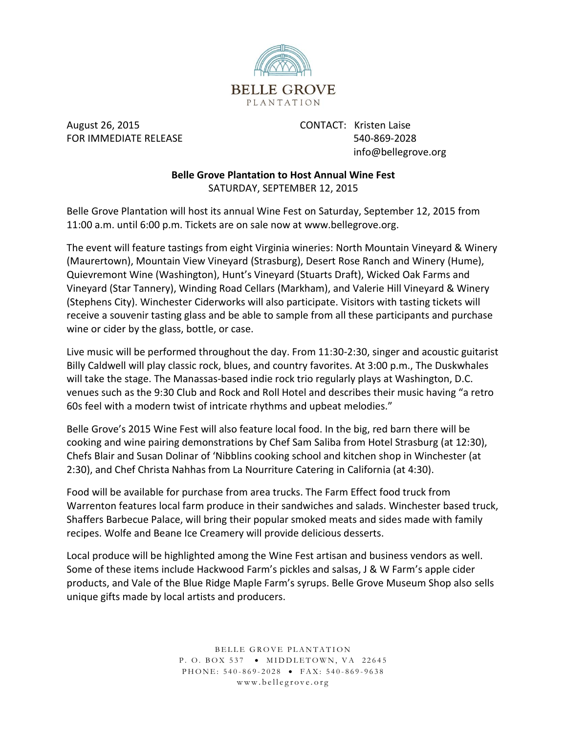BELLE GROVE
PLANTATION

August 26, 2015
FOR IMMEDIATE RELEASE

CONTACT: Kristen Laise
540-869-2028
info@bellegrove.org

**Belle Grove Plantation to Host Annual Wine Fest**
SATURDAY, SEPTEMBER 12, 2015

Belle Grove Plantation will host its annual Wine Fest on Saturday, September 12, 2015 from 11:00 a.m. until 6:00 p.m. Tickets are on sale now at www.bellegrove.org.

The event will feature tastings from eight Virginia wineries: North Mountain Vineyard & Winery (Maurertown), Mountain View Vineyard (Strasburg), Desert Rose Ranch and Winery (Hume), Quievremont Wine (Washington), Hunt's Vineyard (Stuarts Draft), Wicked Oak Farms and Vineyard (Star Tannery), Winding Road Cellars (Markham), and Valerie Hill Vineyard & Winery (Stephens City). Winchester Ciderworks will also participate. Visitors with tasting tickets will receive a souvenir tasting glass and be able to sample from all these participants and purchase wine or cider by the glass, bottle, or case.

Live music will be performed throughout the day. From 11:30-2:30, singer and acoustic guitarist Billy Caldwell will play classic rock, blues, and country favorites. At 3:00 p.m., The Duskwhales will take the stage. The Manassas-based indie rock trio regularly plays at Washington, D.C. venues such as the 9:30 Club and Rock and Roll Hotel and describes their music having "a retro 60s feel with a modern twist of intricate rhythms and upbeat melodies."

Belle Grove's 2015 Wine Fest will also feature local food. In the big, red barn there will be cooking and wine pairing demonstrations by Chef Sam Saliba from Hotel Strasburg (at 12:30), Chefs Blair and Susan Dolinar of 'Nibblins cooking school and kitchen shop in Winchester (at 2:30), and Chef Christa Nahhas from La Nourriture Catering in California (at 4:30).

Food will be available for purchase from area trucks. The Farm Effect food truck from Warrenton features local farm produce in their sandwiches and salads. Winchester based truck, Shaffers Barbecue Palace, will bring their popular smoked meats and sides made with family recipes. Wolfe and Beane Ice Creamery will provide delicious desserts.

Local produce will be highlighted among the Wine Fest artisan and business vendors as well. Some of these items include Hackwood Farm's pickles and salsas, J & W Farm's apple cider products, and Vale of the Blue Ridge Maple Farm's syrups. Belle Grove Museum Shop also sells unique gifts made by local artists and producers.

BELLE GROVE PLANTATION
P. O. BOX 537 • MIDDLETOWN, VA 22645
PHONE: 540-869-2028 • FAX: 540-869-9638
www.bellegrove.org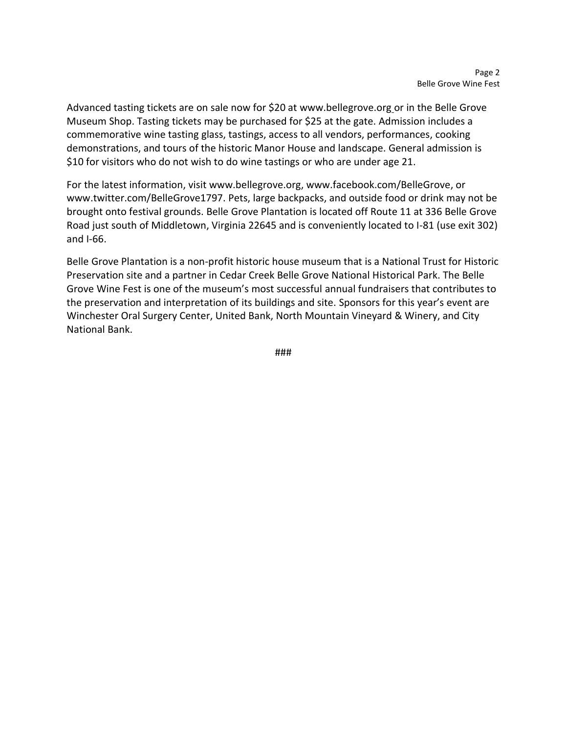Advanced tasting tickets are on sale now for $20 at www.bellegrove.org or in the Belle Grove Museum Shop. Tasting tickets may be purchased for $25 at the gate. Admission includes a commemorative wine tasting glass, tastings, access to all vendors, performances, cooking demonstrations, and tours of the historic Manor House and landscape. General admission is $10 for visitors who do not wish to do wine tastings or who are under age 21.

For the latest information, visit www.bellegrove.org, www.facebook.com/BelleGrove, or www.twitter.com/BelleGrove1797. Pets, large backpacks, and outside food or drink may not be brought onto festival grounds. Belle Grove Plantation is located off Route 11 at 336 Belle Grove Road just south of Middletown, Virginia 22645 and is conveniently located to I-81 (use exit 302) and I-66.

Belle Grove Plantation is a non-profit historic house museum that is a National Trust for Historic Preservation site and a partner in Cedar Creek Belle Grove National Historical Park. The Belle Grove Wine Fest is one of the museum's most successful annual fundraisers that contributes to the preservation and interpretation of its buildings and site. Sponsors for this year's event are Winchester Oral Surgery Center, United Bank, North Mountain Vineyard & Winery, and City National Bank.

###